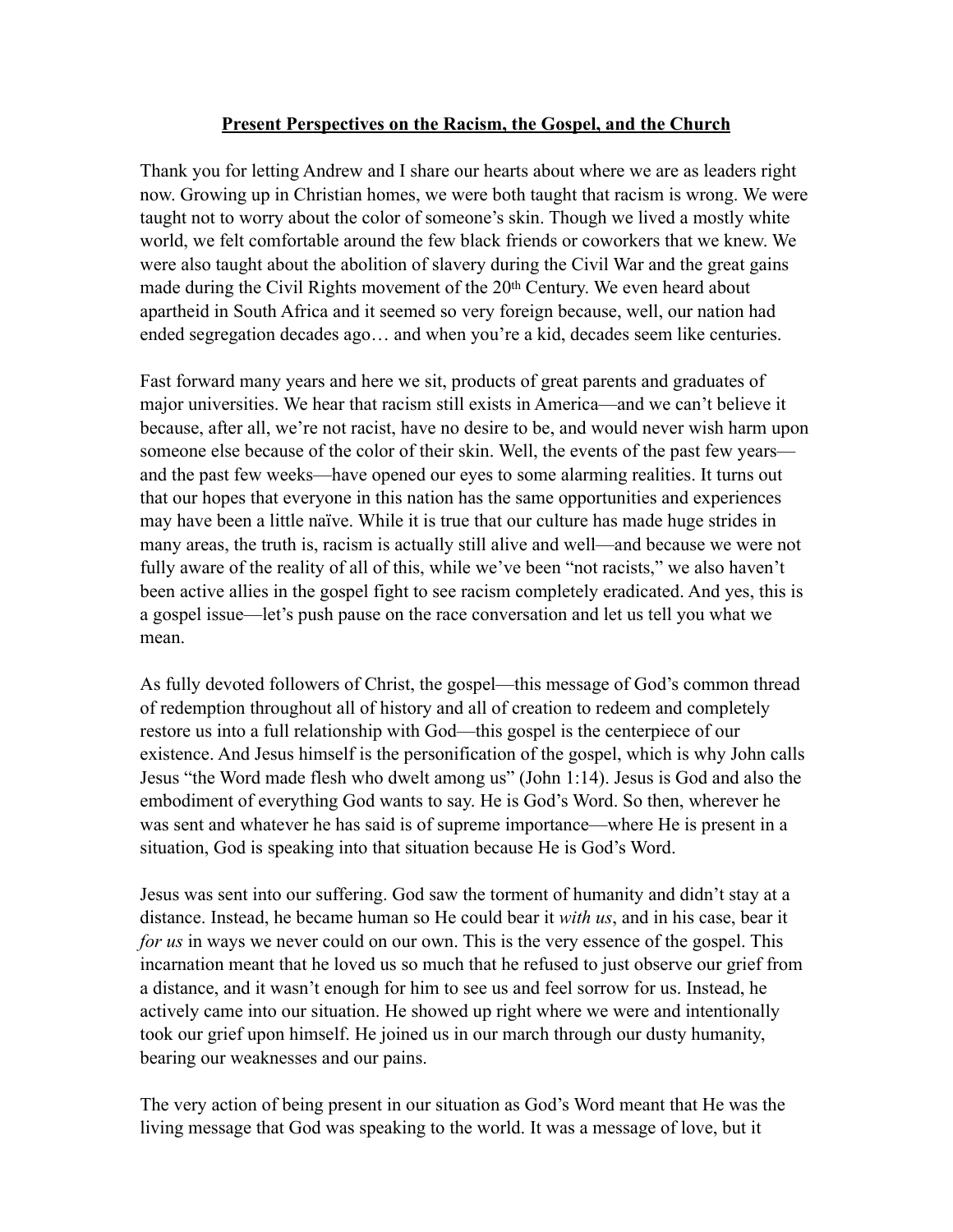# Present Perspectives on the Racism, the Gospel, and the Church

Thank you for letting Andrew and I share our hearts about where we are as leaders right now. Growing up in Christian homes, we were both taught that racism is wrong. We were taught not to worry about the color of someone's skin. Though we lived a mostly white world, we felt comfortable around the few black friends or coworkers that we knew. We were also taught about the abolition of slavery during the Civil War and the great gains made during the Civil Rights movement of the 20th Century. We even heard about apartheid in South Africa and it seemed so very foreign because, well, our nation had ended segregation decades ago… and when you're a kid, decades seem like centuries.

Fast forward many years and here we sit, products of great parents and graduates of major universities. We hear that racism still exists in America—and we can't believe it because, after all, we're not racist, have no desire to be, and would never wish harm upon someone else because of the color of their skin. Well, the events of the past few years—and the past few weeks—have opened our eyes to some alarming realities. It turns out that our hopes that everyone in this nation has the same opportunities and experiences may have been a little naïve. While it is true that our culture has made huge strides in many areas, the truth is, racism is actually still alive and well—and because we were not fully aware of the reality of all of this, while we've been "not racists," we also haven't been active allies in the gospel fight to see racism completely eradicated. And yes, this is a gospel issue—let's push pause on the race conversation and let us tell you what we mean.

As fully devoted followers of Christ, the gospel—this message of God's common thread of redemption throughout all of history and all of creation to redeem and completely restore us into a full relationship with God—this gospel is the centerpiece of our existence. And Jesus himself is the personification of the gospel, which is why John calls Jesus "the Word made flesh who dwelt among us" (John 1:14). Jesus is God and also the embodiment of everything God wants to say. He is God's Word. So then, wherever he was sent and whatever he has said is of supreme importance—where He is present in a situation, God is speaking into that situation because He is God's Word.

Jesus was sent into our suffering. God saw the torment of humanity and didn't stay at a distance. Instead, he became human so He could bear it *with us*, and in his case, bear it *for us* in ways we never could on our own. This is the very essence of the gospel. This incarnation meant that he loved us so much that he refused to just observe our grief from a distance, and it wasn't enough for him to see us and feel sorrow for us. Instead, he actively came into our situation. He showed up right where we were and intentionally took our grief upon himself. He joined us in our march through our dusty humanity, bearing our weaknesses and our pains.

The very action of being present in our situation as God's Word meant that He was the living message that God was speaking to the world. It was a message of love, but it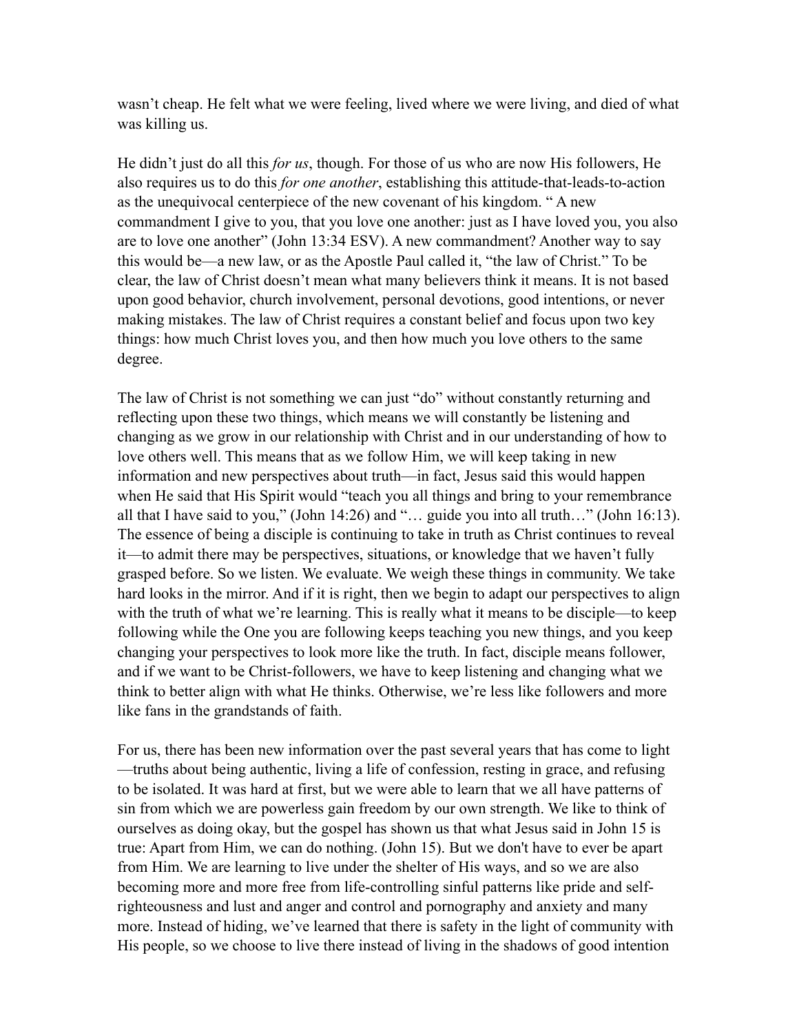wasn't cheap. He felt what we were feeling, lived where we were living, and died of what was killing us.

He didn't just do all this *for us*, though. For those of us who are now His followers, He also requires us to do this *for one another*, establishing this attitude-that-leads-to-action as the unequivocal centerpiece of the new covenant of his kingdom. " A new commandment I give to you, that you love one another: just as I have loved you, you also are to love one another" (John 13:34 ESV). A new commandment? Another way to say this would be—a new law, or as the Apostle Paul called it, "the law of Christ." To be clear, the law of Christ doesn't mean what many believers think it means. It is not based upon good behavior, church involvement, personal devotions, good intentions, or never making mistakes. The law of Christ requires a constant belief and focus upon two key things: how much Christ loves you, and then how much you love others to the same degree.

The law of Christ is not something we can just "do" without constantly returning and reflecting upon these two things, which means we will constantly be listening and changing as we grow in our relationship with Christ and in our understanding of how to love others well. This means that as we follow Him, we will keep taking in new information and new perspectives about truth—in fact, Jesus said this would happen when He said that His Spirit would "teach you all things and bring to your remembrance all that I have said to you," (John 14:26) and "… guide you into all truth…" (John 16:13). The essence of being a disciple is continuing to take in truth as Christ continues to reveal it—to admit there may be perspectives, situations, or knowledge that we haven't fully grasped before. So we listen. We evaluate. We weigh these things in community. We take hard looks in the mirror. And if it is right, then we begin to adapt our perspectives to align with the truth of what we're learning. This is really what it means to be disciple—to keep following while the One you are following keeps teaching you new things, and you keep changing your perspectives to look more like the truth. In fact, disciple means follower, and if we want to be Christ-followers, we have to keep listening and changing what we think to better align with what He thinks. Otherwise, we're less like followers and more like fans in the grandstands of faith.

For us, there has been new information over the past several years that has come to light —truths about being authentic, living a life of confession, resting in grace, and refusing to be isolated. It was hard at first, but we were able to learn that we all have patterns of sin from which we are powerless gain freedom by our own strength. We like to think of ourselves as doing okay, but the gospel has shown us that what Jesus said in John 15 is true: Apart from Him, we can do nothing. (John 15). But we don't have to ever be apart from Him. We are learning to live under the shelter of His ways, and so we are also becoming more and more free from life-controlling sinful patterns like pride and self-righteousness and lust and anger and control and pornography and anxiety and many more. Instead of hiding, we've learned that there is safety in the light of community with His people, so we choose to live there instead of living in the shadows of good intention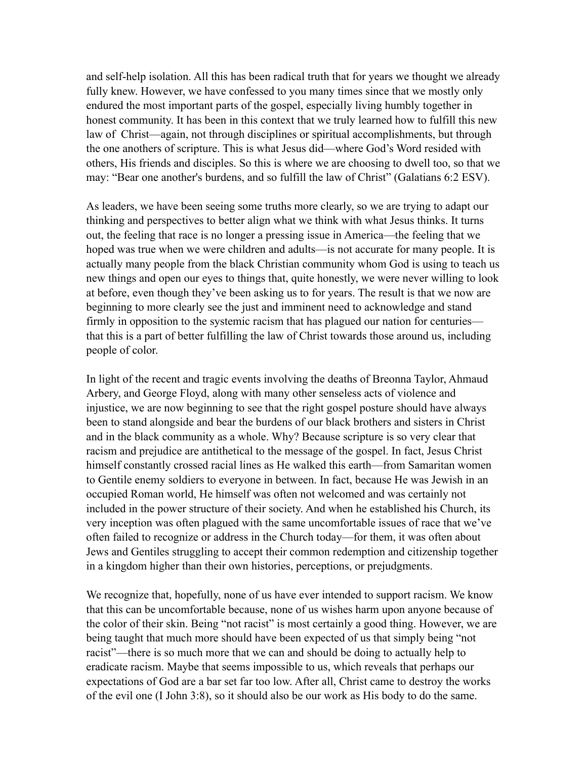and self-help isolation. All this has been radical truth that for years we thought we already fully knew. However, we have confessed to you many times since that we mostly only endured the most important parts of the gospel, especially living humbly together in honest community. It has been in this context that we truly learned how to fulfill this new law of Christ—again, not through disciplines or spiritual accomplishments, but through the one anothers of scripture. This is what Jesus did—where God's Word resided with others, His friends and disciples. So this is where we are choosing to dwell too, so that we may: "Bear one another's burdens, and so fulfill the law of Christ" (Galatians 6:2 ESV).

As leaders, we have been seeing some truths more clearly, so we are trying to adapt our thinking and perspectives to better align what we think with what Jesus thinks. It turns out, the feeling that race is no longer a pressing issue in America—the feeling that we hoped was true when we were children and adults—is not accurate for many people. It is actually many people from the black Christian community whom God is using to teach us new things and open our eyes to things that, quite honestly, we were never willing to look at before, even though they've been asking us to for years. The result is that we now are beginning to more clearly see the just and imminent need to acknowledge and stand firmly in opposition to the systemic racism that has plagued our nation for centuries—that this is a part of better fulfilling the law of Christ towards those around us, including people of color.

In light of the recent and tragic events involving the deaths of Breonna Taylor, Ahmaud Arbery, and George Floyd, along with many other senseless acts of violence and injustice, we are now beginning to see that the right gospel posture should have always been to stand alongside and bear the burdens of our black brothers and sisters in Christ and in the black community as a whole. Why? Because scripture is so very clear that racism and prejudice are antithetical to the message of the gospel. In fact, Jesus Christ himself constantly crossed racial lines as He walked this earth—from Samaritan women to Gentile enemy soldiers to everyone in between. In fact, because He was Jewish in an occupied Roman world, He himself was often not welcomed and was certainly not included in the power structure of their society. And when he established his Church, its very inception was often plagued with the same uncomfortable issues of race that we've often failed to recognize or address in the Church today—for them, it was often about Jews and Gentiles struggling to accept their common redemption and citizenship together in a kingdom higher than their own histories, perceptions, or prejudgments.

We recognize that, hopefully, none of us have ever intended to support racism. We know that this can be uncomfortable because, none of us wishes harm upon anyone because of the color of their skin. Being "not racist" is most certainly a good thing. However, we are being taught that much more should have been expected of us that simply being "not racist"—there is so much more that we can and should be doing to actually help to eradicate racism. Maybe that seems impossible to us, which reveals that perhaps our expectations of God are a bar set far too low. After all, Christ came to destroy the works of the evil one (I John 3:8), so it should also be our work as His body to do the same.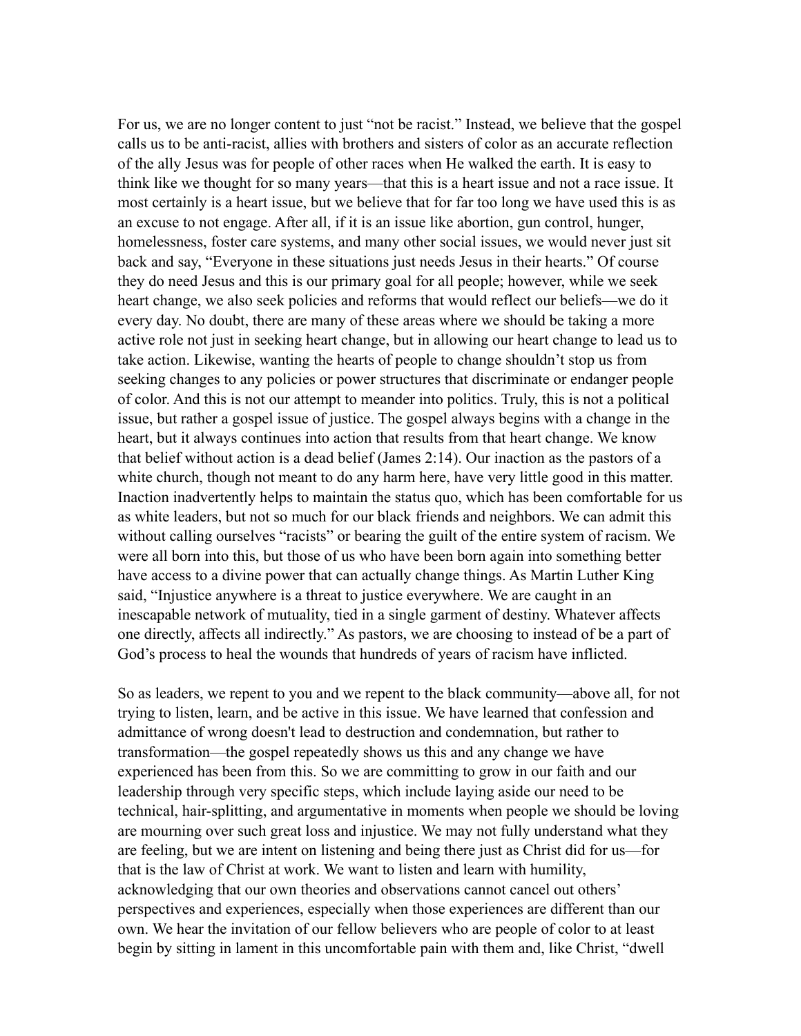For us, we are no longer content to just "not be racist." Instead, we believe that the gospel calls us to be anti-racist, allies with brothers and sisters of color as an accurate reflection of the ally Jesus was for people of other races when He walked the earth. It is easy to think like we thought for so many years—that this is a heart issue and not a race issue. It most certainly is a heart issue, but we believe that for far too long we have used this is as an excuse to not engage. After all, if it is an issue like abortion, gun control, hunger, homelessness, foster care systems, and many other social issues, we would never just sit back and say, "Everyone in these situations just needs Jesus in their hearts." Of course they do need Jesus and this is our primary goal for all people; however, while we seek heart change, we also seek policies and reforms that would reflect our beliefs—we do it every day. No doubt, there are many of these areas where we should be taking a more active role not just in seeking heart change, but in allowing our heart change to lead us to take action. Likewise, wanting the hearts of people to change shouldn't stop us from seeking changes to any policies or power structures that discriminate or endanger people of color. And this is not our attempt to meander into politics. Truly, this is not a political issue, but rather a gospel issue of justice. The gospel always begins with a change in the heart, but it always continues into action that results from that heart change. We know that belief without action is a dead belief (James 2:14). Our inaction as the pastors of a white church, though not meant to do any harm here, have very little good in this matter. Inaction inadvertently helps to maintain the status quo, which has been comfortable for us as white leaders, but not so much for our black friends and neighbors. We can admit this without calling ourselves "racists" or bearing the guilt of the entire system of racism. We were all born into this, but those of us who have been born again into something better have access to a divine power that can actually change things. As Martin Luther King said, "Injustice anywhere is a threat to justice everywhere. We are caught in an inescapable network of mutuality, tied in a single garment of destiny. Whatever affects one directly, affects all indirectly." As pastors, we are choosing to instead of be a part of God's process to heal the wounds that hundreds of years of racism have inflicted.

So as leaders, we repent to you and we repent to the black community—above all, for not trying to listen, learn, and be active in this issue. We have learned that confession and admittance of wrong doesn't lead to destruction and condemnation, but rather to transformation—the gospel repeatedly shows us this and any change we have experienced has been from this. So we are committing to grow in our faith and our leadership through very specific steps, which include laying aside our need to be technical, hair-splitting, and argumentative in moments when people we should be loving are mourning over such great loss and injustice. We may not fully understand what they are feeling, but we are intent on listening and being there just as Christ did for us—for that is the law of Christ at work. We want to listen and learn with humility, acknowledging that our own theories and observations cannot cancel out others' perspectives and experiences, especially when those experiences are different than our own. We hear the invitation of our fellow believers who are people of color to at least begin by sitting in lament in this uncomfortable pain with them and, like Christ, "dwell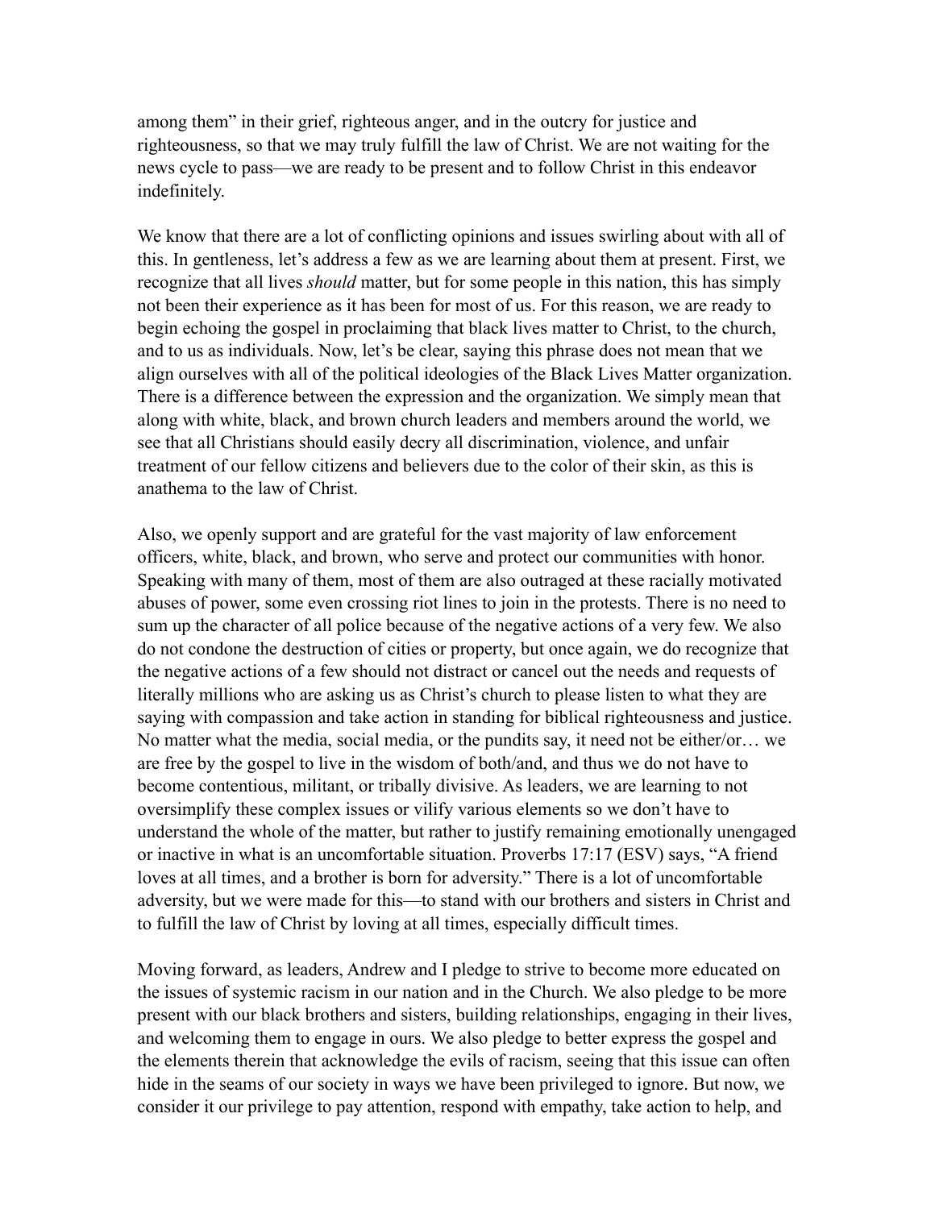among them" in their grief, righteous anger, and in the outcry for justice and righteousness, so that we may truly fulfill the law of Christ. We are not waiting for the news cycle to pass—we are ready to be present and to follow Christ in this endeavor indefinitely.

We know that there are a lot of conflicting opinions and issues swirling about with all of this. In gentleness, let's address a few as we are learning about them at present. First, we recognize that all lives *should* matter, but for some people in this nation, this has simply not been their experience as it has been for most of us. For this reason, we are ready to begin echoing the gospel in proclaiming that black lives matter to Christ, to the church, and to us as individuals. Now, let's be clear, saying this phrase does not mean that we align ourselves with all of the political ideologies of the Black Lives Matter organization. There is a difference between the expression and the organization. We simply mean that along with white, black, and brown church leaders and members around the world, we see that all Christians should easily decry all discrimination, violence, and unfair treatment of our fellow citizens and believers due to the color of their skin, as this is anathema to the law of Christ.

Also, we openly support and are grateful for the vast majority of law enforcement officers, white, black, and brown, who serve and protect our communities with honor. Speaking with many of them, most of them are also outraged at these racially motivated abuses of power, some even crossing riot lines to join in the protests. There is no need to sum up the character of all police because of the negative actions of a very few. We also do not condone the destruction of cities or property, but once again, we do recognize that the negative actions of a few should not distract or cancel out the needs and requests of literally millions who are asking us as Christ's church to please listen to what they are saying with compassion and take action in standing for biblical righteousness and justice. No matter what the media, social media, or the pundits say, it need not be either/or… we are free by the gospel to live in the wisdom of both/and, and thus we do not have to become contentious, militant, or tribally divisive. As leaders, we are learning to not oversimplify these complex issues or vilify various elements so we don't have to understand the whole of the matter, but rather to justify remaining emotionally unengaged or inactive in what is an uncomfortable situation. Proverbs 17:17 (ESV) says, "A friend loves at all times, and a brother is born for adversity." There is a lot of uncomfortable adversity, but we were made for this—to stand with our brothers and sisters in Christ and to fulfill the law of Christ by loving at all times, especially difficult times.

Moving forward, as leaders, Andrew and I pledge to strive to become more educated on the issues of systemic racism in our nation and in the Church. We also pledge to be more present with our black brothers and sisters, building relationships, engaging in their lives, and welcoming them to engage in ours. We also pledge to better express the gospel and the elements therein that acknowledge the evils of racism, seeing that this issue can often hide in the seams of our society in ways we have been privileged to ignore. But now, we consider it our privilege to pay attention, respond with empathy, take action to help, and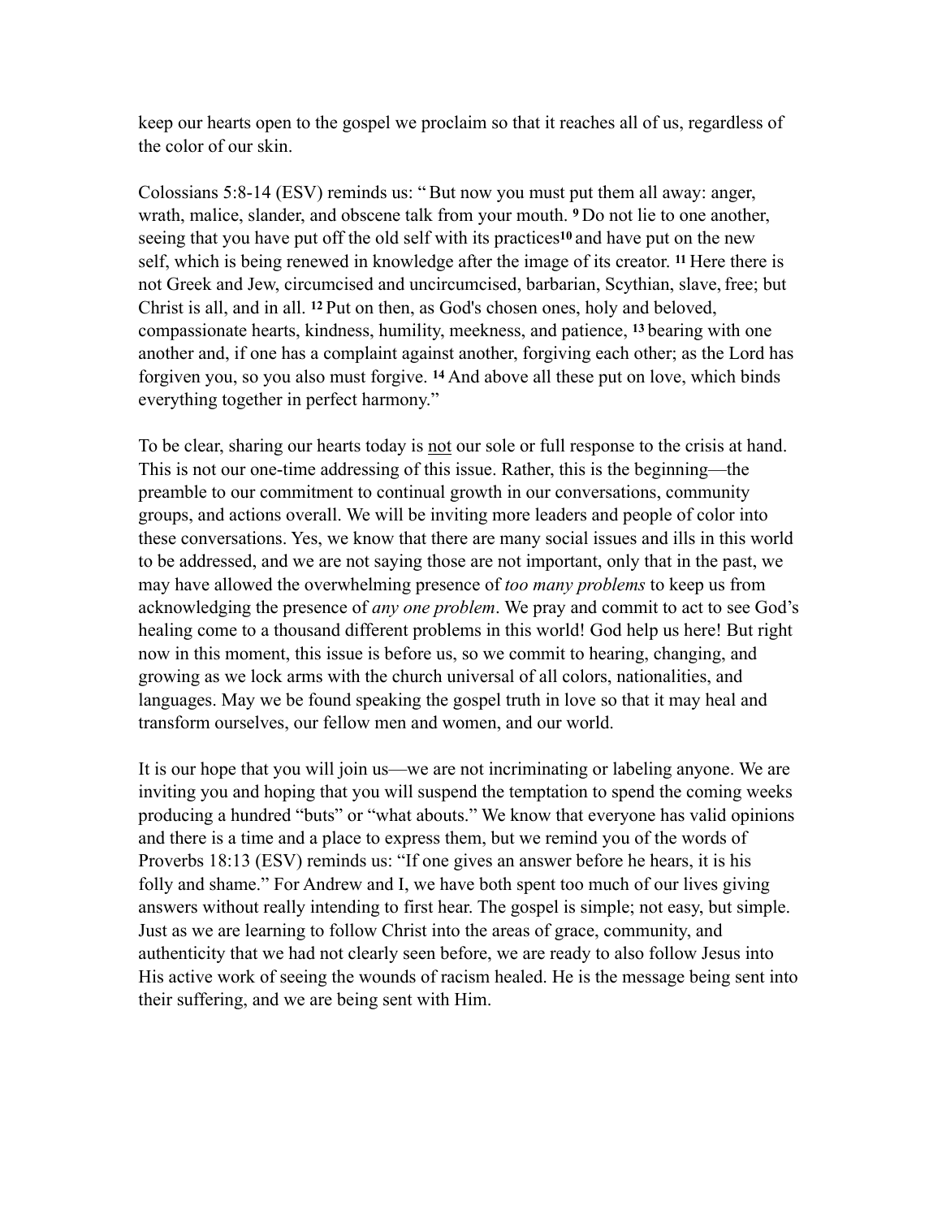keep our hearts open to the gospel we proclaim so that it reaches all of us, regardless of the color of our skin.

Colossians 5:8-14 (ESV) reminds us: " But now you must put them all away: anger, wrath, malice, slander, and obscene talk from your mouth. **9** Do not lie to one another, seeing that you have put off the old self with its practices**10** and have put on the new self, which is being renewed in knowledge after the image of its creator. **11** Here there is not Greek and Jew, circumcised and uncircumcised, barbarian, Scythian, slave, free; but Christ is all, and in all. **12** Put on then, as God's chosen ones, holy and beloved, compassionate hearts, kindness, humility, meekness, and patience, **13** bearing with one another and, if one has a complaint against another, forgiving each other; as the Lord has forgiven you, so you also must forgive. **14** And above all these put on love, which binds everything together in perfect harmony."

To be clear, sharing our hearts today is <u>not</u> our sole or full response to the crisis at hand. This is not our one-time addressing of this issue. Rather, this is the beginning—the preamble to our commitment to continual growth in our conversations, community groups, and actions overall. We will be inviting more leaders and people of color into these conversations. Yes, we know that there are many social issues and ills in this world to be addressed, and we are not saying those are not important, only that in the past, we may have allowed the overwhelming presence of *too many problems* to keep us from acknowledging the presence of *any one problem*. We pray and commit to act to see God's healing come to a thousand different problems in this world! God help us here! But right now in this moment, this issue is before us, so we commit to hearing, changing, and growing as we lock arms with the church universal of all colors, nationalities, and languages. May we be found speaking the gospel truth in love so that it may heal and transform ourselves, our fellow men and women, and our world.

It is our hope that you will join us—we are not incriminating or labeling anyone. We are inviting you and hoping that you will suspend the temptation to spend the coming weeks producing a hundred "buts" or "what abouts." We know that everyone has valid opinions and there is a time and a place to express them, but we remind you of the words of Proverbs 18:13 (ESV) reminds us: "If one gives an answer before he hears, it is his folly and shame." For Andrew and I, we have both spent too much of our lives giving answers without really intending to first hear. The gospel is simple; not easy, but simple. Just as we are learning to follow Christ into the areas of grace, community, and authenticity that we had not clearly seen before, we are ready to also follow Jesus into His active work of seeing the wounds of racism healed. He is the message being sent into their suffering, and we are being sent with Him.